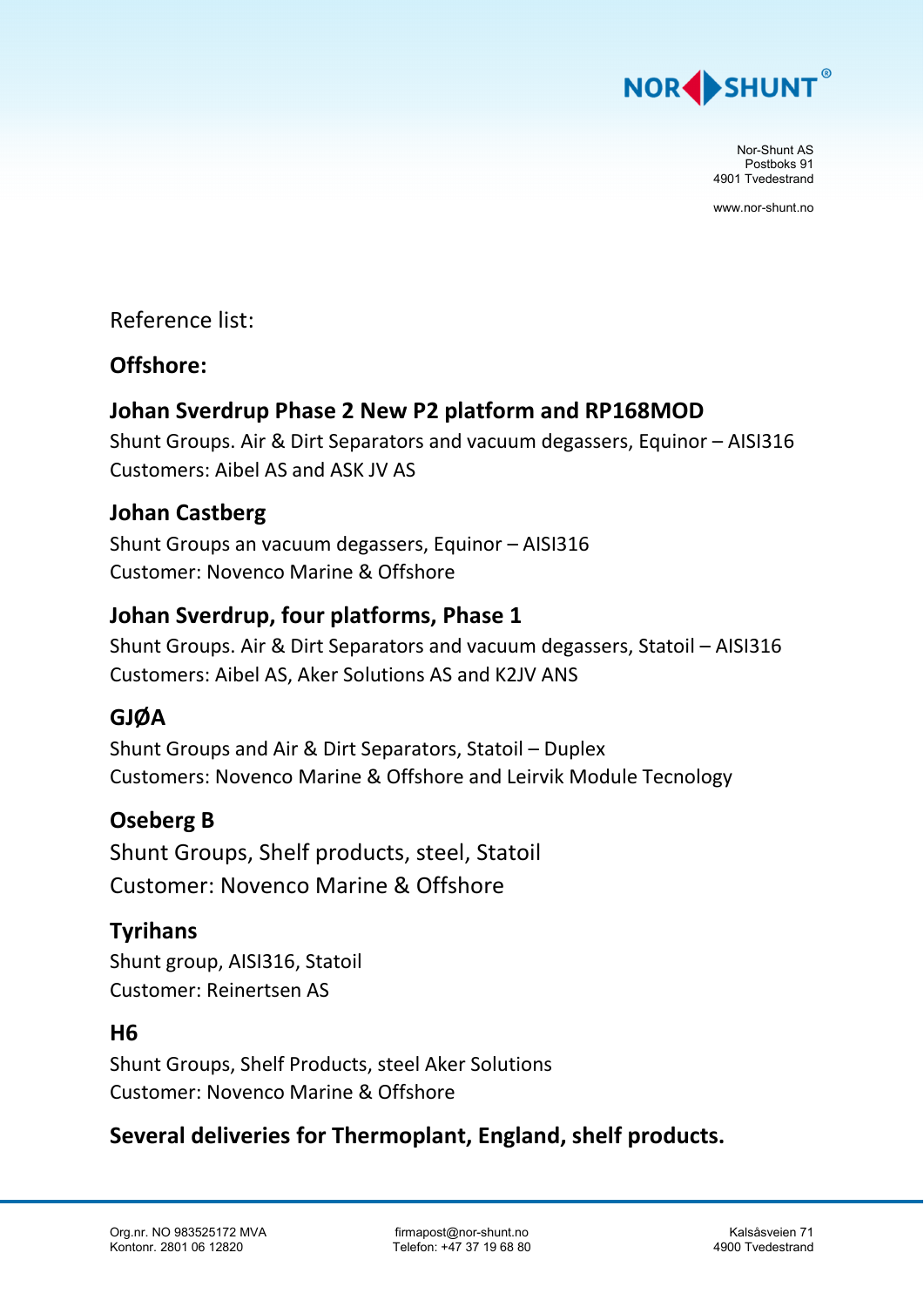Nor-Shunt AS
Postboks 91
4901 Tvedestrand

www.nor-shunt.no

Reference list:

## Offshore:

### Johan Sverdrup Phase 2 New P2 platform and RP168MOD

Shunt Groups. Air & Dirt Separators and vacuum degassers, Equinor – AISI316
Customers: Aibel AS and ASK JV AS

### Johan Castberg

Shunt Groups an vacuum degassers, Equinor – AISI316
Customer: Novenco Marine & Offshore

### Johan Sverdrup, four platforms, Phase 1

Shunt Groups. Air & Dirt Separators and vacuum degassers, Statoil – AISI316
Customers: Aibel AS, Aker Solutions AS and K2JV ANS

### GJØA

Shunt Groups and Air & Dirt Separators, Statoil – Duplex
Customers: Novenco Marine & Offshore and Leirvik Module Tecnology

### Oseberg B

Shunt Groups, Shelf products, steel, Statoil
Customer: Novenco Marine & Offshore

### Tyrihans

Shunt group, AISI316, Statoil
Customer: Reinertsen AS

### H6

Shunt Groups, Shelf Products, steel Aker Solutions
Customer: Novenco Marine & Offshore

### Several deliveries for Thermoplant, England, shelf products.

Org.nr. NO 983525172 MVA
Kontonr. 2801 06 12820

firmapost@nor-shunt.no
Telefon: +47 37 19 68 80

Kalsåsveien 71
4900 Tvedestrand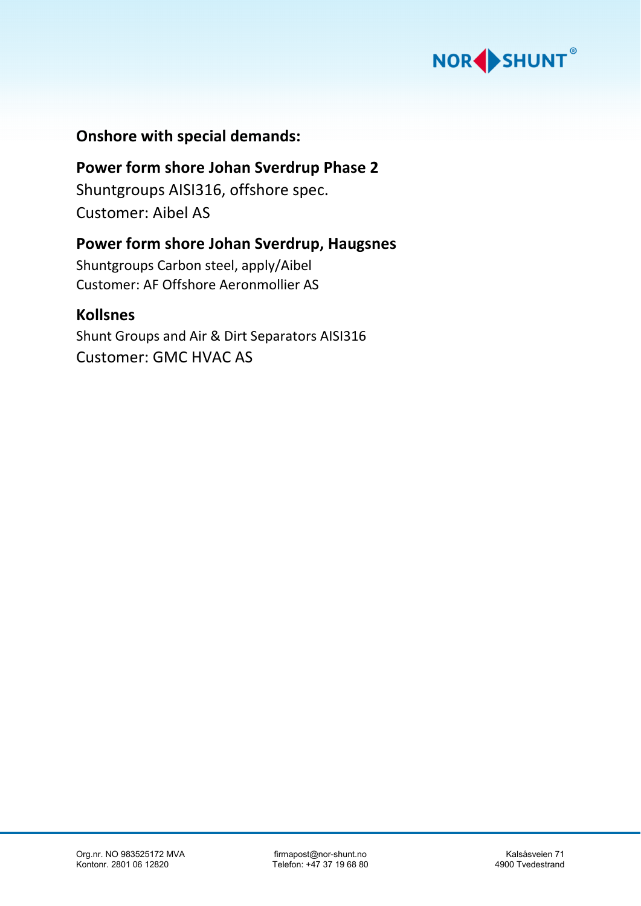**Onshore with special demands:**

**Power form shore Johan Sverdrup Phase 2**

Shuntgroups AISI316, offshore spec.

Customer: Aibel AS

**Power form shore Johan Sverdrup, Haugsnes**

Shuntgroups Carbon steel, apply/Aibel

Customer: AF Offshore Aeronmollier AS

**Kollsnes**

Shunt Groups and Air & Dirt Separators AISI316

Customer: GMC HVAC AS